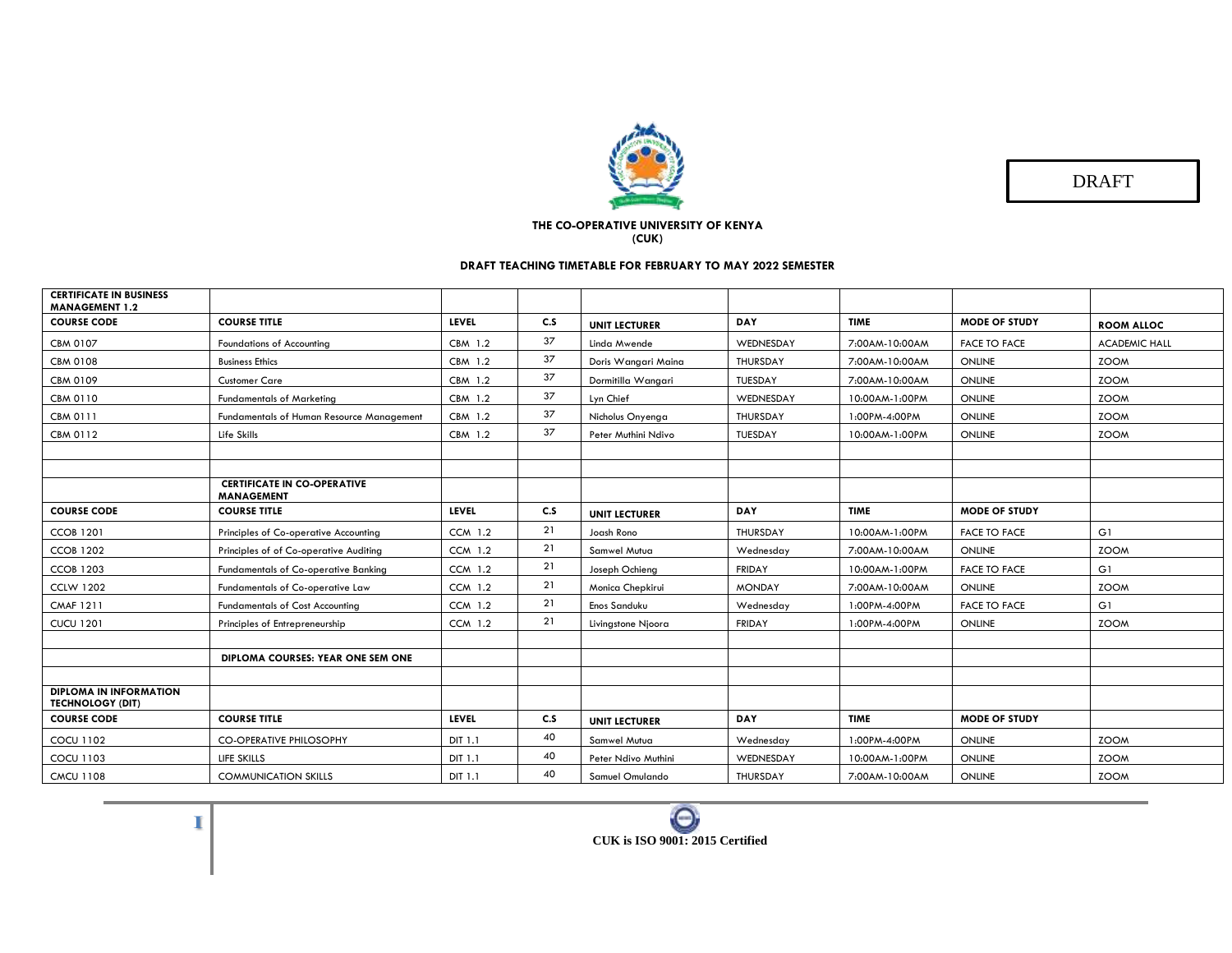DRAFT

**THE CO-OPERATIVE UNIVERSITY OF KENYA (CUK)**

**DRAFT TEACHING TIMETABLE FOR FEBRUARY TO MAY 2022 SEMESTER**

| **CERTIFICATE IN BUSINESS MANAGEMENT 1.2** | | | | | | | | |
|---|---|---|---|---|---|---|---|---|
| **COURSE CODE** | **COURSE TITLE** | **LEVEL** | **C.S** | **UNIT LECTURER** | **DAY** | **TIME** | **MODE OF STUDY** | **ROOM ALLOC** |
| CBM 0107 | Foundations of Accounting | CBM 1.2 | 37 | Linda Mwende | WEDNESDAY | 7:00AM-10:00AM | FACE TO FACE | ACADEMIC HALL |
| CBM 0108 | Business Ethics | CBM 1.2 | 37 | Doris Wangari Maina | THURSDAY | 7:00AM-10:00AM | ONLINE | ZOOM |
| CBM 0109 | Customer Care | CBM 1.2 | 37 | Dormitilla Wangari | TUESDAY | 7:00AM-10:00AM | ONLINE | ZOOM |
| CBM 0110 | Fundamentals of Marketing | CBM 1.2 | 37 | Lyn Chief | WEDNESDAY | 10:00AM-1:00PM | ONLINE | ZOOM |
| CBM 0111 | Fundamentals of Human Resource Management | CBM 1.2 | 37 | Nicholus Onyenga | THURSDAY | 1:00PM-4:00PM | ONLINE | ZOOM |
| CBM 0112 | Life Skills | CBM 1.2 | 37 | Peter Muthini Ndivo | TUESDAY | 10:00AM-1:00PM | ONLINE | ZOOM |
| | | | | | | | | |
| | | | | | | | | |
| | **CERTIFICATE IN CO-OPERATIVE MANAGEMENT** | | | | | | | |
| **COURSE CODE** | **COURSE TITLE** | **LEVEL** | **C.S** | **UNIT LECTURER** | **DAY** | **TIME** | **MODE OF STUDY** | |
| CCOB 1201 | Principles of Co-operative Accounting | CCM 1.2 | 21 | Joash Rono | THURSDAY | 10:00AM-1:00PM | FACE TO FACE | G1 |
| CCOB 1202 | Principles of of Co-operative Auditing | CCM 1.2 | 21 | Samwel Mutua | Wednesday | 7:00AM-10:00AM | ONLINE | ZOOM |
| CCOB 1203 | Fundamentals of Co-operative Banking | CCM 1.2 | 21 | Joseph Ochieng | FRIDAY | 10:00AM-1:00PM | FACE TO FACE | G1 |
| CCLW 1202 | Fundamentals of Co-operative Law | CCM 1.2 | 21 | Monica Chepkirui | MONDAY | 7:00AM-10:00AM | ONLINE | ZOOM |
| CMAF 1211 | Fundamentals of Cost Accounting | CCM 1.2 | 21 | Enos Sanduku | Wednesday | 1:00PM-4:00PM | FACE TO FACE | G1 |
| CUCU 1201 | Principles of Entrepreneurship | CCM 1.2 | 21 | Livingstone Njoora | FRIDAY | 1:00PM-4:00PM | ONLINE | ZOOM |
| | | | | | | | | |
| | **DIPLOMA COURSES: YEAR ONE SEM ONE** | | | | | | | |
| | | | | | | | | |
| **DIPLOMA IN INFORMATION TECHNOLOGY (DIT)** | | | | | | | | |
| **COURSE CODE** | **COURSE TITLE** | **LEVEL** | **C.S** | **UNIT LECTURER** | **DAY** | **TIME** | **MODE OF STUDY** | |
| COCU 1102 | CO-OPERATIVE PHILOSOPHY | DIT 1.1 | 40 | Samwel Mutua | Wednesday | 1:00PM-4:00PM | ONLINE | ZOOM |
| COCU 1103 | LIFE SKILLS | DIT 1.1 | 40 | Peter Ndivo Muthini | WEDNESDAY | 10:00AM-1:00PM | ONLINE | ZOOM |
| CMCU 1108 | COMMUNICATION SKILLS | DIT 1.1 | 40 | Samuel Omulando | THURSDAY | 7:00AM-10:00AM | ONLINE | ZOOM |

CUK is ISO 9001: 2015 Certified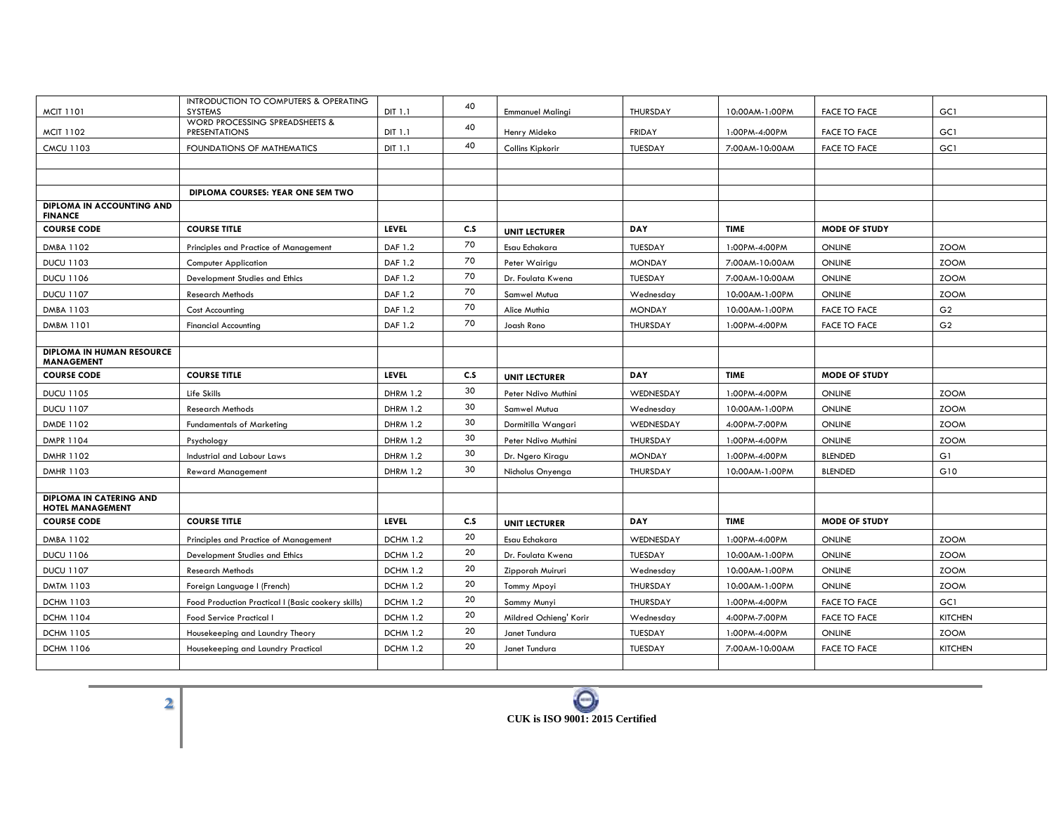| | | | | | | | | |
|---|---|---|---|---|---|---|---|---|
| MCIT 1101 | INTRODUCTION TO COMPUTERS & OPERATING SYSTEMS | DIT 1.1 | 40 | Emmanuel Malingi | THURSDAY | 10:00AM-1:00PM | FACE TO FACE | GC1 |
| MCIT 1102 | WORD PROCESSING SPREADSHEETS & PRESENTATIONS | DIT 1.1 | 40 | Henry Mideko | FRIDAY | 1:00PM-4:00PM | FACE TO FACE | GC1 |
| CMCU 1103 | FOUNDATIONS OF MATHEMATICS | DIT 1.1 | 40 | Collins Kipkorir | TUESDAY | 7:00AM-10:00AM | FACE TO FACE | GC1 |
| | | | | | | | | |
| | | | | | | | | |
| | **DIPLOMA COURSES: YEAR ONE SEM TWO** | | | | | | | |
| **DIPLOMA IN ACCOUNTING AND FINANCE** | | | | | | | | |
| **COURSE CODE** | **COURSE TITLE** | **LEVEL** | **C.S** | **UNIT LECTURER** | **DAY** | **TIME** | **MODE OF STUDY** | |
| DMBA 1102 | Principles and Practice of Management | DAF 1.2 | 70 | Esau Echakara | TUESDAY | 1:00PM-4:00PM | ONLINE | ZOOM |
| DUCU 1103 | Computer Application | DAF 1.2 | 70 | Peter Wairigu | MONDAY | 7:00AM-10:00AM | ONLINE | ZOOM |
| DUCU 1106 | Development Studies and Ethics | DAF 1.2 | 70 | Dr. Foulata Kwena | TUESDAY | 7:00AM-10:00AM | ONLINE | ZOOM |
| DUCU 1107 | Research Methods | DAF 1.2 | 70 | Samwel Mutua | Wednesday | 10:00AM-1:00PM | ONLINE | ZOOM |
| DMBA 1103 | Cost Accounting | DAF 1.2 | 70 | Alice Muthia | MONDAY | 10:00AM-1:00PM | FACE TO FACE | G2 |
| DMBM 1101 | Financial Accounting | DAF 1.2 | 70 | Joash Rono | THURSDAY | 1:00PM-4:00PM | FACE TO FACE | G2 |
| | | | | | | | | |
| **DIPLOMA IN HUMAN RESOURCE MANAGEMENT** | | | | | | | | |
| **COURSE CODE** | **COURSE TITLE** | **LEVEL** | **C.S** | **UNIT LECTURER** | **DAY** | **TIME** | **MODE OF STUDY** | |
| DUCU 1105 | Life Skills | DHRM 1.2 | 30 | Peter Ndivo Muthini | WEDNESDAY | 1:00PM-4:00PM | ONLINE | ZOOM |
| DUCU 1107 | Research Methods | DHRM 1.2 | 30 | Samwel Mutua | Wednesday | 10:00AM-1:00PM | ONLINE | ZOOM |
| DMDE 1102 | Fundamentals of Marketing | DHRM 1.2 | 30 | Dormitilla Wangari | WEDNESDAY | 4:00PM-7:00PM | ONLINE | ZOOM |
| DMPR 1104 | Psychology | DHRM 1.2 | 30 | Peter Ndivo Muthini | THURSDAY | 1:00PM-4:00PM | ONLINE | ZOOM |
| DMHR 1102 | Industrial and Labour Laws | DHRM 1.2 | 30 | Dr. Ngero Kiragu | MONDAY | 1:00PM-4:00PM | BLENDED | G1 |
| DMHR 1103 | Reward Management | DHRM 1.2 | 30 | Nicholus Onyenga | THURSDAY | 10:00AM-1:00PM | BLENDED | G10 |
| | | | | | | | | |
| **DIPLOMA IN CATERING AND HOTEL MANAGEMENT** | | | | | | | | |
| **COURSE CODE** | **COURSE TITLE** | **LEVEL** | **C.S** | **UNIT LECTURER** | **DAY** | **TIME** | **MODE OF STUDY** | |
| DMBA 1102 | Principles and Practice of Management | DCHM 1.2 | 20 | Esau Echakara | WEDNESDAY | 1:00PM-4:00PM | ONLINE | ZOOM |
| DUCU 1106 | Development Studies and Ethics | DCHM 1.2 | 20 | Dr. Foulata Kwena | TUESDAY | 10:00AM-1:00PM | ONLINE | ZOOM |
| DUCU 1107 | Research Methods | DCHM 1.2 | 20 | Zipporah Muiruri | Wednesday | 10:00AM-1:00PM | ONLINE | ZOOM |
| DMTM 1103 | Foreign Language I (French) | DCHM 1.2 | 20 | Tommy Mpoyi | THURSDAY | 10:00AM-1:00PM | ONLINE | ZOOM |
| DCHM 1103 | Food Production Practical I (Basic cookery skills) | DCHM 1.2 | 20 | Sammy Munyi | THURSDAY | 1:00PM-4:00PM | FACE TO FACE | GC1 |
| DCHM 1104 | Food Service Practical I | DCHM 1.2 | 20 | Mildred Ochieng' Korir | Wednesday | 4:00PM-7:00PM | FACE TO FACE | KITCHEN |
| DCHM 1105 | Housekeeping and Laundry Theory | DCHM 1.2 | 20 | Janet Tundura | TUESDAY | 1:00PM-4:00PM | ONLINE | ZOOM |
| DCHM 1106 | Housekeeping and Laundry Practical | DCHM 1.2 | 20 | Janet Tundura | TUESDAY | 7:00AM-10:00AM | FACE TO FACE | KITCHEN |
| | | | | | | | | |

**CUK is ISO 9001: 2015 Certified**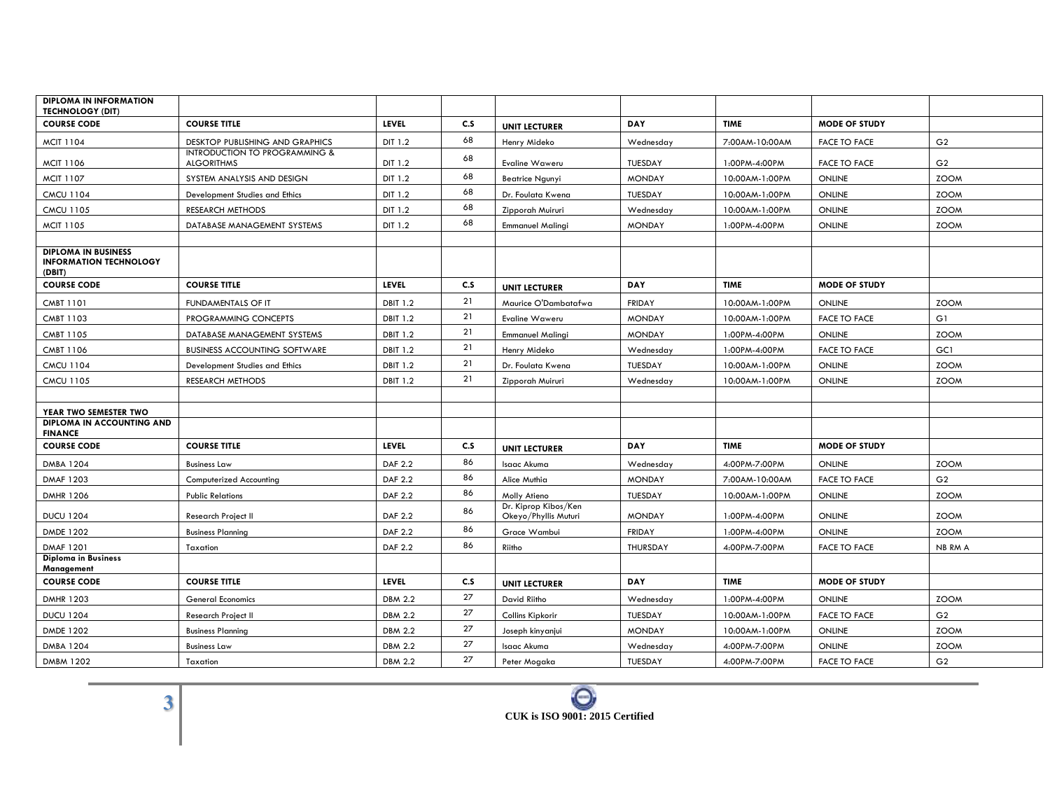| DIPLOMA IN INFORMATION TECHNOLOGY (DIT) | | | | | | | | |
|---|---|---|---|---|---|---|---|---|
| **COURSE CODE** | **COURSE TITLE** | **LEVEL** | **C.S** | **UNIT LECTURER** | **DAY** | **TIME** | **MODE OF STUDY** | |
| MCIT 1104 | DESKTOP PUBLISHING AND GRAPHICS | DIT 1.2 | 68 | Henry Mideko | Wednesday | 7:00AM-10:00AM | FACE TO FACE | G2 |
| MCIT 1106 | INTRODUCTION TO PROGRAMMING & ALGORITHMS | DIT 1.2 | 68 | Evaline Waweru | TUESDAY | 1:00PM-4:00PM | FACE TO FACE | G2 |
| MCIT 1107 | SYSTEM ANALYSIS AND DESIGN | DIT 1.2 | 68 | Beatrice Ngunyi | MONDAY | 10:00AM-1:00PM | ONLINE | ZOOM |
| CMCU 1104 | Development Studies and Ethics | DIT 1.2 | 68 | Dr. Foulata Kwena | TUESDAY | 10:00AM-1:00PM | ONLINE | ZOOM |
| CMCU 1105 | RESEARCH METHODS | DIT 1.2 | 68 | Zipporah Muiruri | Wednesday | 10:00AM-1:00PM | ONLINE | ZOOM |
| MCIT 1105 | DATABASE MANAGEMENT SYSTEMS | DIT 1.2 | 68 | Emmanuel Malingi | MONDAY | 1:00PM-4:00PM | ONLINE | ZOOM |
| | | | | | | | | |
| **DIPLOMA IN BUSINESS INFORMATION TECHNOLOGY (DBIT)** | | | | | | | | |
| **COURSE CODE** | **COURSE TITLE** | **LEVEL** | **C.S** | **UNIT LECTURER** | **DAY** | **TIME** | **MODE OF STUDY** | |
| CMBT 1101 | FUNDAMENTALS OF IT | DBIT 1.2 | 21 | Maurice O'Dambatafwa | FRIDAY | 10:00AM-1:00PM | ONLINE | ZOOM |
| CMBT 1103 | PROGRAMMING CONCEPTS | DBIT 1.2 | 21 | Evaline Waweru | MONDAY | 10:00AM-1:00PM | FACE TO FACE | G1 |
| CMBT 1105 | DATABASE MANAGEMENT SYSTEMS | DBIT 1.2 | 21 | Emmanuel Malingi | MONDAY | 1:00PM-4:00PM | ONLINE | ZOOM |
| CMBT 1106 | BUSINESS ACCOUNTING SOFTWARE | DBIT 1.2 | 21 | Henry Mideko | Wednesday | 1:00PM-4:00PM | FACE TO FACE | GC1 |
| CMCU 1104 | Development Studies and Ethics | DBIT 1.2 | 21 | Dr. Foulata Kwena | TUESDAY | 10:00AM-1:00PM | ONLINE | ZOOM |
| CMCU 1105 | RESEARCH METHODS | DBIT 1.2 | 21 | Zipporah Muiruri | Wednesday | 10:00AM-1:00PM | ONLINE | ZOOM |
| | | | | | | | | |
| **YEAR TWO SEMESTER TWO** | | | | | | | | |
| **DIPLOMA IN ACCOUNTING AND FINANCE** | | | | | | | | |
| **COURSE CODE** | **COURSE TITLE** | **LEVEL** | **C.S** | **UNIT LECTURER** | **DAY** | **TIME** | **MODE OF STUDY** | |
| DMBA 1204 | Business Law | DAF 2.2 | 86 | Isaac Akuma | Wednesday | 4:00PM-7:00PM | ONLINE | ZOOM |
| DMAF 1203 | Computerized Accounting | DAF 2.2 | 86 | Alice Muthia | MONDAY | 7:00AM-10:00AM | FACE TO FACE | G2 |
| DMHR 1206 | Public Relations | DAF 2.2 | 86 | Molly Atieno | TUESDAY | 10:00AM-1:00PM | ONLINE | ZOOM |
| DUCU 1204 | Research Project II | DAF 2.2 | 86 | Dr. Kiprop Kibos/Ken Okeyo/Phyllis Muturi | MONDAY | 1:00PM-4:00PM | ONLINE | ZOOM |
| DMDE 1202 | Business Planning | DAF 2.2 | 86 | Grace Wambui | FRIDAY | 1:00PM-4:00PM | ONLINE | ZOOM |
| DMAF 1201 | Taxation | DAF 2.2 | 86 | Riitho | THURSDAY | 4:00PM-7:00PM | FACE TO FACE | NB RM A |
| **Diploma in Business Management** | | | | | | | | |
| **COURSE CODE** | **COURSE TITLE** | **LEVEL** | **C.S** | **UNIT LECTURER** | **DAY** | **TIME** | **MODE OF STUDY** | |
| DMHR 1203 | General Economics | DBM 2.2 | 27 | David Riitho | Wednesday | 1:00PM-4:00PM | ONLINE | ZOOM |
| DUCU 1204 | Research Project II | DBM 2.2 | 27 | Collins Kipkorir | TUESDAY | 10:00AM-1:00PM | FACE TO FACE | G2 |
| DMDE 1202 | Business Planning | DBM 2.2 | 27 | Joseph kinyanjui | MONDAY | 10:00AM-1:00PM | ONLINE | ZOOM |
| DMBA 1204 | Business Law | DBM 2.2 | 27 | Isaac Akuma | Wednesday | 4:00PM-7:00PM | ONLINE | ZOOM |
| DMBM 1202 | Taxation | DBM 2.2 | 27 | Peter Mogaka | TUESDAY | 4:00PM-7:00PM | FACE TO FACE | G2 |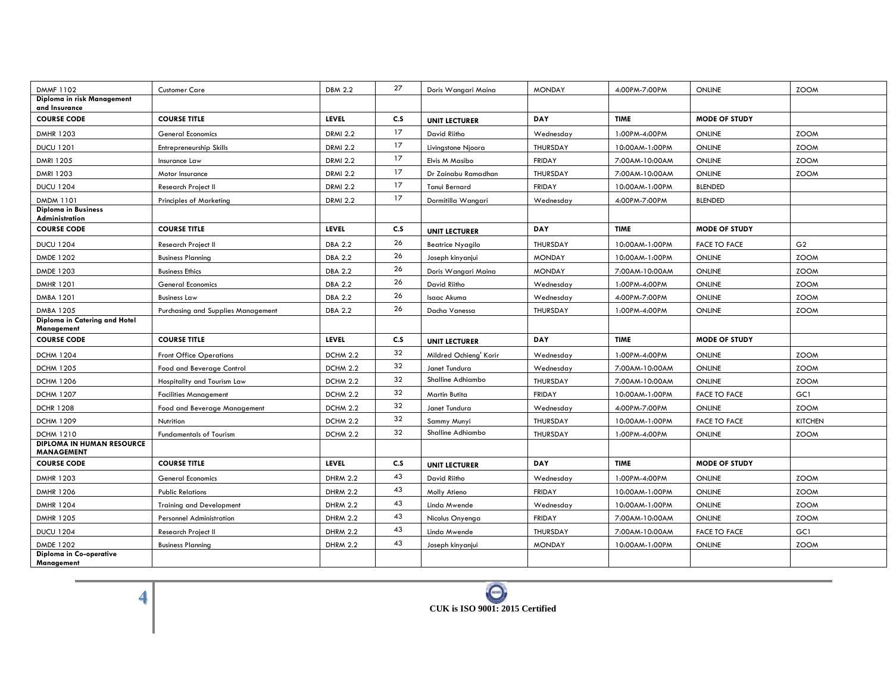| | | | | | | | | |
|---|---|---|---|---|---|---|---|---|
| DMMF 1102 | Customer Care | DBM 2.2 | 27 | Doris Wangari Maina | MONDAY | 4:00PM-7:00PM | ONLINE | ZOOM |
| **Diploma in risk Management and Insurance** | | | | | | | | |
| **COURSE CODE** | **COURSE TITLE** | **LEVEL** | **C.S** | **UNIT LECTURER** | **DAY** | **TIME** | **MODE OF STUDY** | |
| DMHR 1203 | General Economics | DRMI 2.2 | 17 | David Riitho | Wednesday | 1:00PM-4:00PM | ONLINE | ZOOM |
| DUCU 1201 | Entrepreneurship Skills | DRMI 2.2 | 17 | Livingstone Njoora | THURSDAY | 10:00AM-1:00PM | ONLINE | ZOOM |
| DMRI 1205 | Insurance Law | DRMI 2.2 | 17 | Elvis M Masibo | FRIDAY | 7:00AM-10:00AM | ONLINE | ZOOM |
| DMRI 1203 | Motor Insurance | DRMI 2.2 | 17 | Dr Zainabu Ramadhan | THURSDAY | 7:00AM-10:00AM | ONLINE | ZOOM |
| DUCU 1204 | Research Project II | DRMI 2.2 | 17 | Tanui Bernard | FRIDAY | 10:00AM-1:00PM | BLENDED | |
| DMDM 1101 | Principles of Marketing | DRMI 2.2 | 17 | Dormitilla Wangari | Wednesday | 4:00PM-7:00PM | BLENDED | |
| **Diploma in Business Administration** | | | | | | | | |
| **COURSE CODE** | **COURSE TITLE** | **LEVEL** | **C.S** | **UNIT LECTURER** | **DAY** | **TIME** | **MODE OF STUDY** | |
| DUCU 1204 | Research Project II | DBA 2.2 | 26 | Beatrice Nyagilo | THURSDAY | 10:00AM-1:00PM | FACE TO FACE | G2 |
| DMDE 1202 | Business Planning | DBA 2.2 | 26 | Joseph kinyanjui | MONDAY | 10:00AM-1:00PM | ONLINE | ZOOM |
| DMDE 1203 | Business Ethics | DBA 2.2 | 26 | Doris Wangari Maina | MONDAY | 7:00AM-10:00AM | ONLINE | ZOOM |
| DMHR 1201 | General Economics | DBA 2.2 | 26 | David Riitho | Wednesday | 1:00PM-4:00PM | ONLINE | ZOOM |
| DMBA 1201 | Business Law | DBA 2.2 | 26 | Isaac Akuma | Wednesday | 4:00PM-7:00PM | ONLINE | ZOOM |
| DMBA 1205 | Purchasing and Supplies Management | DBA 2.2 | 26 | Dacha Vanessa | THURSDAY | 1:00PM-4:00PM | ONLINE | ZOOM |
| **Diploma in Catering and Hotel Management** | | | | | | | | |
| **COURSE CODE** | **COURSE TITLE** | **LEVEL** | **C.S** | **UNIT LECTURER** | **DAY** | **TIME** | **MODE OF STUDY** | |
| DCHM 1204 | Front Office Operations | DCHM 2.2 | 32 | Mildred Ochieng' Korir | Wednesday | 1:00PM-4:00PM | ONLINE | ZOOM |
| DCHM 1205 | Food and Beverage Control | DCHM 2.2 | 32 | Janet Tundura | Wednesday | 7:00AM-10:00AM | ONLINE | ZOOM |
| DCHM 1206 | Hospitality and Tourism Law | DCHM 2.2 | 32 | Shalline Adhiambo | THURSDAY | 7:00AM-10:00AM | ONLINE | ZOOM |
| DCHM 1207 | Facilities Management | DCHM 2.2 | 32 | Martin Butita | FRIDAY | 10:00AM-1:00PM | FACE TO FACE | GC1 |
| DCHR 1208 | Food and Beverage Management | DCHM 2.2 | 32 | Janet Tundura | Wednesday | 4:00PM-7:00PM | ONLINE | ZOOM |
| DCHM 1209 | Nutrition | DCHM 2.2 | 32 | Sammy Munyi | THURSDAY | 10:00AM-1:00PM | FACE TO FACE | KITCHEN |
| DCHM 1210 | Fundamentals of Tourism | DCHM 2.2 | 32 | Shalline Adhiambo | THURSDAY | 1:00PM-4:00PM | ONLINE | ZOOM |
| **DIPLOMA IN HUMAN RESOURCE MANAGEMENT** | | | | | | | | |
| **COURSE CODE** | **COURSE TITLE** | **LEVEL** | **C.S** | **UNIT LECTURER** | **DAY** | **TIME** | **MODE OF STUDY** | |
| DMHR 1203 | General Economics | DHRM 2.2 | 43 | David Riitho | Wednesday | 1:00PM-4:00PM | ONLINE | ZOOM |
| DMHR 1206 | Public Relations | DHRM 2.2 | 43 | Molly Atieno | FRIDAY | 10:00AM-1:00PM | ONLINE | ZOOM |
| DMHR 1204 | Training and Development | DHRM 2.2 | 43 | Linda Mwende | Wednesday | 10:00AM-1:00PM | ONLINE | ZOOM |
| DMHR 1205 | Personnel Administration | DHRM 2.2 | 43 | Nicolus Onyenga | FRIDAY | 7:00AM-10:00AM | ONLINE | ZOOM |
| DUCU 1204 | Research Project II | DHRM 2.2 | 43 | Linda Mwende | THURSDAY | 7:00AM-10:00AM | FACE TO FACE | GC1 |
| DMDE 1202 | Business Planning | DHRM 2.2 | 43 | Joseph kinyanjui | MONDAY | 10:00AM-1:00PM | ONLINE | ZOOM |
| **Diploma in Co-operative Management** | | | | | | | | |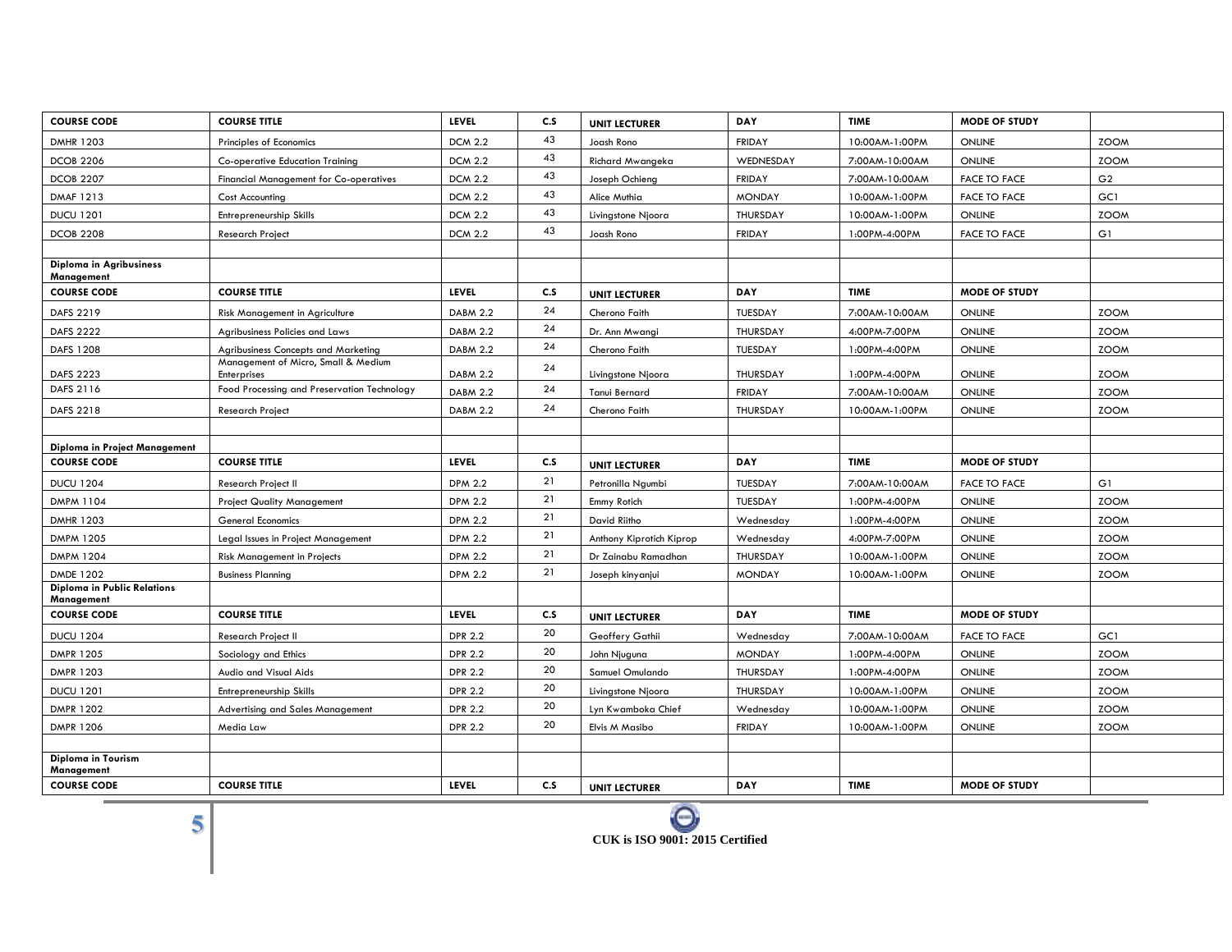| COURSE CODE | COURSE TITLE | LEVEL | C.S | UNIT LECTURER | DAY | TIME | MODE OF STUDY | |
|---|---|---|---|---|---|---|---|---|
| DMHR 1203 | Principles of Economics | DCM 2.2 | 43 | Joash Rono | FRIDAY | 10:00AM-1:00PM | ONLINE | ZOOM |
| DCOB 2206 | Co-operative Education Training | DCM 2.2 | 43 | Richard Mwangeka | WEDNESDAY | 7:00AM-10:00AM | ONLINE | ZOOM |
| DCOB 2207 | Financial Management for Co-operatives | DCM 2.2 | 43 | Joseph Ochieng | FRIDAY | 7:00AM-10:00AM | FACE TO FACE | G2 |
| DMAF 1213 | Cost Accounting | DCM 2.2 | 43 | Alice Muthia | MONDAY | 10:00AM-1:00PM | FACE TO FACE | GC1 |
| DUCU 1201 | Entrepreneurship Skills | DCM 2.2 | 43 | Livingstone Njoora | THURSDAY | 10:00AM-1:00PM | ONLINE | ZOOM |
| DCOB 2208 | Research Project | DCM 2.2 | 43 | Joash Rono | FRIDAY | 1:00PM-4:00PM | FACE TO FACE | G1 |
| | | | | | | | | |
| **Diploma in Agribusiness Management** | | | | | | | | |
| **COURSE CODE** | **COURSE TITLE** | **LEVEL** | **C.S** | **UNIT LECTURER** | **DAY** | **TIME** | **MODE OF STUDY** | |
| DAFS 2219 | Risk Management in Agriculture | DABM 2.2 | 24 | Cherono Faith | TUESDAY | 7:00AM-10:00AM | ONLINE | ZOOM |
| DAFS 2222 | Agribusiness Policies and Laws | DABM 2.2 | 24 | Dr. Ann Mwangi | THURSDAY | 4:00PM-7:00PM | ONLINE | ZOOM |
| DAFS 1208 | Agribusiness Concepts and Marketing | DABM 2.2 | 24 | Cherono Faith | TUESDAY | 1:00PM-4:00PM | ONLINE | ZOOM |
| DAFS 2223 | Management of Micro, Small & Medium Enterprises | DABM 2.2 | 24 | Livingstone Njoora | THURSDAY | 1:00PM-4:00PM | ONLINE | ZOOM |
| DAFS 2116 | Food Processing and Preservation Technology | DABM 2.2 | 24 | Tanui Bernard | FRIDAY | 7:00AM-10:00AM | ONLINE | ZOOM |
| DAFS 2218 | Research Project | DABM 2.2 | 24 | Cherono Faith | THURSDAY | 10:00AM-1:00PM | ONLINE | ZOOM |
| | | | | | | | | |
| **Diploma in Project Management** | | | | | | | | |
| **COURSE CODE** | **COURSE TITLE** | **LEVEL** | **C.S** | **UNIT LECTURER** | **DAY** | **TIME** | **MODE OF STUDY** | |
| DUCU 1204 | Research Project II | DPM 2.2 | 21 | Petronilla Ngumbi | TUESDAY | 7:00AM-10:00AM | FACE TO FACE | G1 |
| DMPM 1104 | Project Quality Management | DPM 2.2 | 21 | Emmy Rotich | TUESDAY | 1:00PM-4:00PM | ONLINE | ZOOM |
| DMHR 1203 | General Economics | DPM 2.2 | 21 | David Riitho | Wednesday | 1:00PM-4:00PM | ONLINE | ZOOM |
| DMPM 1205 | Legal Issues in Project Management | DPM 2.2 | 21 | Anthony Kiprotich Kiprop | Wednesday | 4:00PM-7:00PM | ONLINE | ZOOM |
| DMPM 1204 | Risk Management in Projects | DPM 2.2 | 21 | Dr Zainabu Ramadhan | THURSDAY | 10:00AM-1:00PM | ONLINE | ZOOM |
| DMDE 1202 | Business Planning | DPM 2.2 | 21 | Joseph kinyanjui | MONDAY | 10:00AM-1:00PM | ONLINE | ZOOM |
| **Diploma in Public Relations Management** | | | | | | | | |
| **COURSE CODE** | **COURSE TITLE** | **LEVEL** | **C.S** | **UNIT LECTURER** | **DAY** | **TIME** | **MODE OF STUDY** | |
| DUCU 1204 | Research Project II | DPR 2.2 | 20 | Geoffery Gathii | Wednesday | 7:00AM-10:00AM | FACE TO FACE | GC1 |
| DMPR 1205 | Sociology and Ethics | DPR 2.2 | 20 | John Njuguna | MONDAY | 1:00PM-4:00PM | ONLINE | ZOOM |
| DMPR 1203 | Audio and Visual Aids | DPR 2.2 | 20 | Samuel Omulando | THURSDAY | 1:00PM-4:00PM | ONLINE | ZOOM |
| DUCU 1201 | Entrepreneurship Skills | DPR 2.2 | 20 | Livingstone Njoora | THURSDAY | 10:00AM-1:00PM | ONLINE | ZOOM |
| DMPR 1202 | Advertising and Sales Management | DPR 2.2 | 20 | Lyn Kwamboka Chief | Wednesday | 10:00AM-1:00PM | ONLINE | ZOOM |
| DMPR 1206 | Media Law | DPR 2.2 | 20 | Elvis M Masibo | FRIDAY | 10:00AM-1:00PM | ONLINE | ZOOM |
| | | | | | | | | |
| **Diploma in Tourism Management** | | | | | | | | |
| **COURSE CODE** | **COURSE TITLE** | **LEVEL** | **C.S** | **UNIT LECTURER** | **DAY** | **TIME** | **MODE OF STUDY** | |

CUK is ISO 9001: 2015 Certified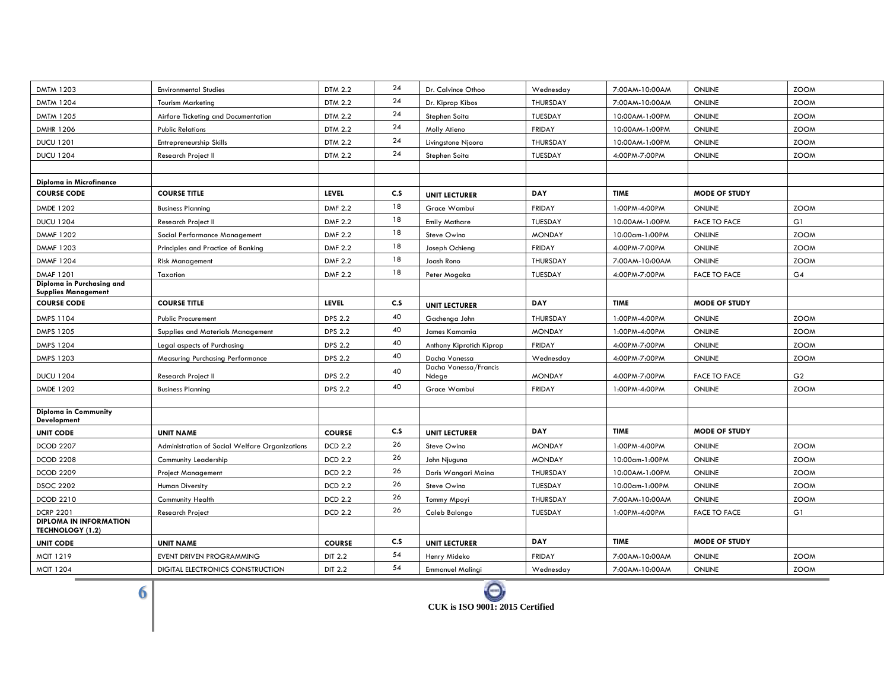| DMTM 1203 | Environmental Studies | DTM 2.2 | 24 | Dr. Calvince Othoo | Wednesday | 7:00AM-10:00AM | ONLINE | ZOOM |
|---|---|---|---|---|---|---|---|---|
| DMTM 1204 | Tourism Marketing | DTM 2.2 | 24 | Dr. Kiprop Kibos | THURSDAY | 7:00AM-10:00AM | ONLINE | ZOOM |
| DMTM 1205 | Airfare Ticketing and Documentation | DTM 2.2 | 24 | Stephen Soita | TUESDAY | 10:00AM-1:00PM | ONLINE | ZOOM |
| DMHR 1206 | Public Relations | DTM 2.2 | 24 | Molly Atieno | FRIDAY | 10:00AM-1:00PM | ONLINE | ZOOM |
| DUCU 1201 | Entrepreneurship Skills | DTM 2.2 | 24 | Livingstone Njoora | THURSDAY | 10:00AM-1:00PM | ONLINE | ZOOM |
| DUCU 1204 | Research Project II | DTM 2.2 | 24 | Stephen Soita | TUESDAY | 4:00PM-7:00PM | ONLINE | ZOOM |
| | | | | | | | | |
| **Diploma in Microfinance** | | | | | | | | |
| **COURSE CODE** | **COURSE TITLE** | **LEVEL** | **C.S** | **UNIT LECTURER** | **DAY** | **TIME** | **MODE OF STUDY** | |
| DMDE 1202 | Business Planning | DMF 2.2 | 18 | Grace Wambui | FRIDAY | 1:00PM-4:00PM | ONLINE | ZOOM |
| DUCU 1204 | Research Project II | DMF 2.2 | 18 | Emily Mathare | TUESDAY | 10:00AM-1:00PM | FACE TO FACE | G1 |
| DMMF 1202 | Social Performance Management | DMF 2.2 | 18 | Steve Owino | MONDAY | 10:00am-1:00PM | ONLINE | ZOOM |
| DMMF 1203 | Principles and Practice of Banking | DMF 2.2 | 18 | Joseph Ochieng | FRIDAY | 4:00PM-7:00PM | ONLINE | ZOOM |
| DMMF 1204 | Risk Management | DMF 2.2 | 18 | Joash Rono | THURSDAY | 7:00AM-10:00AM | ONLINE | ZOOM |
| DMAF 1201 | Taxation | DMF 2.2 | 18 | Peter Mogaka | TUESDAY | 4:00PM-7:00PM | FACE TO FACE | G4 |
| **Diploma in Purchasing and Supplies Management** | | | | | | | | |
| **COURSE CODE** | **COURSE TITLE** | **LEVEL** | **C.S** | **UNIT LECTURER** | **DAY** | **TIME** | **MODE OF STUDY** | |
| DMPS 1104 | Public Procurement | DPS 2.2 | 40 | Gachenga John | THURSDAY | 1:00PM-4:00PM | ONLINE | ZOOM |
| DMPS 1205 | Supplies and Materials Management | DPS 2.2 | 40 | James Kamamia | MONDAY | 1:00PM-4:00PM | ONLINE | ZOOM |
| DMPS 1204 | Legal aspects of Purchasing | DPS 2.2 | 40 | Anthony Kiprotich Kiprop | FRIDAY | 4:00PM-7:00PM | ONLINE | ZOOM |
| DMPS 1203 | Measuring Purchasing Performance | DPS 2.2 | 40 | Dacha Vanessa | Wednesday | 4:00PM-7:00PM | ONLINE | ZOOM |
| DUCU 1204 | Research Project II | DPS 2.2 | 40 | Dacha Vanessa/Francis Ndege | MONDAY | 4:00PM-7:00PM | FACE TO FACE | G2 |
| DMDE 1202 | Business Planning | DPS 2.2 | 40 | Grace Wambui | FRIDAY | 1:00PM-4:00PM | ONLINE | ZOOM |
| | | | | | | | | |
| **Diploma in Community Development** | | | | | | | | |
| **UNIT CODE** | **UNIT NAME** | **COURSE** | **C.S** | **UNIT LECTURER** | **DAY** | **TIME** | **MODE OF STUDY** | |
| DCOD 2207 | Administration of Social Welfare Organizations | DCD 2.2 | 26 | Steve Owino | MONDAY | 1:00PM-4:00PM | ONLINE | ZOOM |
| DCOD 2208 | Community Leadership | DCD 2.2 | 26 | John Njuguna | MONDAY | 10:00am-1:00PM | ONLINE | ZOOM |
| DCOD 2209 | Project Management | DCD 2.2 | 26 | Doris Wangari Maina | THURSDAY | 10:00AM-1:00PM | ONLINE | ZOOM |
| DSOC 2202 | Human Diversity | DCD 2.2 | 26 | Steve Owino | TUESDAY | 10:00am-1:00PM | ONLINE | ZOOM |
| DCOD 2210 | Community Health | DCD 2.2 | 26 | Tommy Mpoyi | THURSDAY | 7:00AM-10:00AM | ONLINE | ZOOM |
| DCRP 2201 | Research Project | DCD 2.2 | 26 | Caleb Balongo | TUESDAY | 1:00PM-4:00PM | FACE TO FACE | G1 |
| **DIPLOMA IN INFORMATION TECHNOLOGY (1.2)** | | | | | | | | |
| **UNIT CODE** | **UNIT NAME** | **COURSE** | **C.S** | **UNIT LECTURER** | **DAY** | **TIME** | **MODE OF STUDY** | |
| MCIT 1219 | EVENT DRIVEN PROGRAMMING | DIT 2.2 | 54 | Henry Mideko | FRIDAY | 7:00AM-10:00AM | ONLINE | ZOOM |
| MCIT 1204 | DIGITAL ELECTRONICS CONSTRUCTION | DIT 2.2 | 54 | Emmanuel Malingi | Wednesday | 7:00AM-10:00AM | ONLINE | ZOOM |

CUK is ISO 9001: 2015 Certified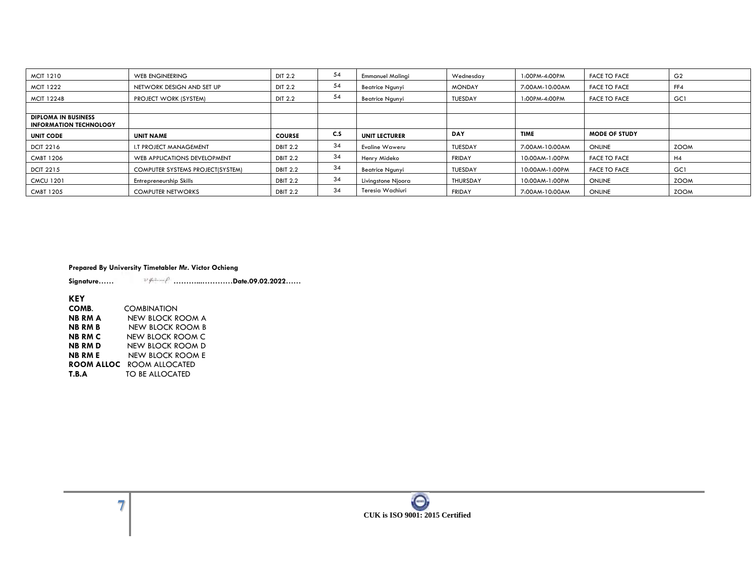| | | | | | | | | |
|---|---|---|---|---|---|---|---|---|
| MCIT 1210 | WEB ENGINEERING | DIT 2.2 | 54 | Emmanuel Malingi | Wednesday | 1:00PM-4:00PM | FACE TO FACE | G2 |
| MCIT 1222 | NETWORK DESIGN AND SET UP | DIT 2.2 | 54 | Beatrice Ngunyi | MONDAY | 7:00AM-10:00AM | FACE TO FACE | FF4 |
| MCIT 1224B | PROJECT WORK (SYSTEM) | DIT 2.2 | 54 | Beatrice Ngunyi | TUESDAY | 1:00PM-4:00PM | FACE TO FACE | GC1 |
| | | | | | | | | |
| **DIPLOMA IN BUSINESS INFORMATION TECHNOLOGY** | | | | | | | | |
| **UNIT CODE** | **UNIT NAME** | **COURSE** | **C.S** | **UNIT LECTURER** | **DAY** | **TIME** | **MODE OF STUDY** | |
| DCIT 2216 | I.T PROJECT MANAGEMENT | DBIT 2.2 | 34 | Evaline Waweru | TUESDAY | 7:00AM-10:00AM | ONLINE | ZOOM |
| CMBT 1206 | WEB APPLICATIONS DEVELOPMENT | DBIT 2.2 | 34 | Henry Mideko | FRIDAY | 10:00AM-1:00PM | FACE TO FACE | H4 |
| DCIT 2215 | COMPUTER SYSTEMS PROJECT(SYSTEM) | DBIT 2.2 | 34 | Beatrice Ngunyi | TUESDAY | 10:00AM-1:00PM | FACE TO FACE | GC1 |
| CMCU 1201 | Entrepreneurship Skills | DBIT 2.2 | 34 | Livingstone Njoora | THURSDAY | 10:00AM-1:00PM | ONLINE | ZOOM |
| CMBT 1205 | COMPUTER NETWORKS | DBIT 2.2 | 34 | Teresia Wachiuri | FRIDAY | 7:00AM-10:00AM | ONLINE | ZOOM |

**Prepared By University Timetabler Mr. Victor Ochieng**

**Signature…… ………..…………Date.09.02.2022……**

**KEY**

**COMB.** COMBINATION
**NB RM A** NEW BLOCK ROOM A
**NB RM B** NEW BLOCK ROOM B
**NB RM C** NEW BLOCK ROOM C
**NB RM D** NEW BLOCK ROOM D
**NB RM E** NEW BLOCK ROOM E
**ROOM ALLOC** ROOM ALLOCATED
**T.B.A** TO BE ALLOCATED

**CUK is ISO 9001: 2015 Certified**